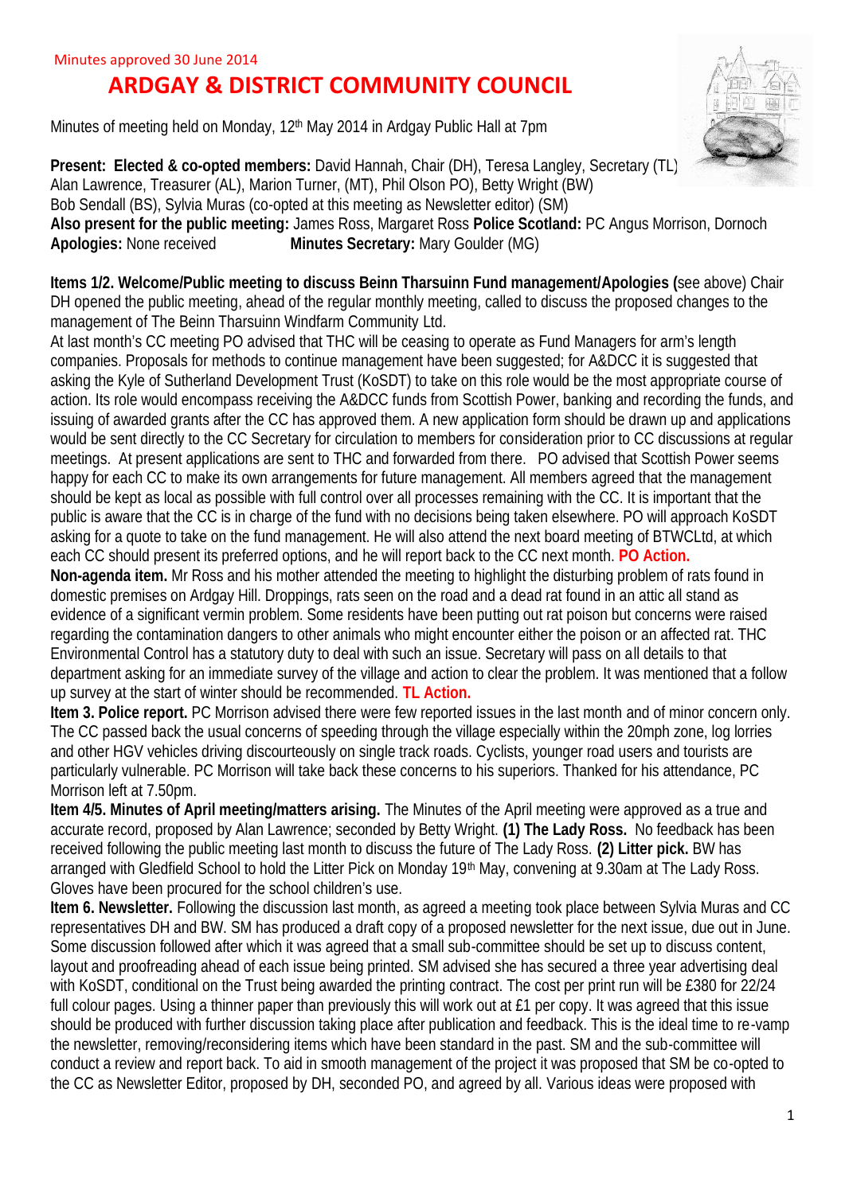Minutes approved 30 June 2014

# ARDGAY & DISTRICT COMMUNITY COUNCIL

Minutes of meeting held on Monday, 12th May 2014 in Ardgay Public Hall at 7pm

**Present: Elected & co-opted members:** David Hannah, Chair (DH), Teresa Langley, Secretary (TL) Alan Lawrence, Treasurer (AL), Marion Turner, (MT), Phil Olson PO), Betty Wright (BW) Bob Sendall (BS), Sylvia Muras (co-opted at this meeting as Newsletter editor) (SM)
**Also present for the public meeting:** James Ross, Margaret Ross **Police Scotland:** PC Angus Morrison, Dornoch
**Apologies:** None received **Minutes Secretary:** Mary Goulder (MG)

**Items 1/2. Welcome/Public meeting to discuss Beinn Tharsuinn Fund management/Apologies (**see above) Chair DH opened the public meeting, ahead of the regular monthly meeting, called to discuss the proposed changes to the management of The Beinn Tharsuinn Windfarm Community Ltd.
At last month's CC meeting PO advised that THC will be ceasing to operate as Fund Managers for arm's length companies. Proposals for methods to continue management have been suggested; for A&DCC it is suggested that asking the Kyle of Sutherland Development Trust (KoSDT) to take on this role would be the most appropriate course of action. Its role would encompass receiving the A&DCC funds from Scottish Power, banking and recording the funds, and issuing of awarded grants after the CC has approved them. A new application form should be drawn up and applications would be sent directly to the CC Secretary for circulation to members for consideration prior to CC discussions at regular meetings. At present applications are sent to THC and forwarded from there. PO advised that Scottish Power seems happy for each CC to make its own arrangements for future management. All members agreed that the management should be kept as local as possible with full control over all processes remaining with the CC. It is important that the public is aware that the CC is in charge of the fund with no decisions being taken elsewhere. PO will approach KoSDT asking for a quote to take on the fund management. He will also attend the next board meeting of BTWCLtd, at which each CC should present its preferred options, and he will report back to the CC next month. **PO Action.**
**Non-agenda item.** Mr Ross and his mother attended the meeting to highlight the disturbing problem of rats found in domestic premises on Ardgay Hill. Droppings, rats seen on the road and a dead rat found in an attic all stand as evidence of a significant vermin problem. Some residents have been putting out rat poison but concerns were raised regarding the contamination dangers to other animals who might encounter either the poison or an affected rat. THC Environmental Control has a statutory duty to deal with such an issue. Secretary will pass on all details to that department asking for an immediate survey of the village and action to clear the problem. It was mentioned that a follow up survey at the start of winter should be recommended. **TL Action.**
**Item 3. Police report.** PC Morrison advised there were few reported issues in the last month and of minor concern only. The CC passed back the usual concerns of speeding through the village especially within the 20mph zone, log lorries and other HGV vehicles driving discourteously on single track roads. Cyclists, younger road users and tourists are particularly vulnerable. PC Morrison will take back these concerns to his superiors. Thanked for his attendance, PC Morrison left at 7.50pm.
**Item 4/5. Minutes of April meeting/matters arising.** The Minutes of the April meeting were approved as a true and accurate record, proposed by Alan Lawrence; seconded by Betty Wright. **(1) The Lady Ross.** No feedback has been received following the public meeting last month to discuss the future of The Lady Ross. **(2) Litter pick.** BW has arranged with Gledfield School to hold the Litter Pick on Monday 19th May, convening at 9.30am at The Lady Ross. Gloves have been procured for the school children's use.
**Item 6. Newsletter.** Following the discussion last month, as agreed a meeting took place between Sylvia Muras and CC representatives DH and BW. SM has produced a draft copy of a proposed newsletter for the next issue, due out in June. Some discussion followed after which it was agreed that a small sub-committee should be set up to discuss content, layout and proofreading ahead of each issue being printed. SM advised she has secured a three year advertising deal with KoSDT, conditional on the Trust being awarded the printing contract. The cost per print run will be £380 for 22/24 full colour pages. Using a thinner paper than previously this will work out at £1 per copy. It was agreed that this issue should be produced with further discussion taking place after publication and feedback. This is the ideal time to re-vamp the newsletter, removing/reconsidering items which have been standard in the past. SM and the sub-committee will conduct a review and report back. To aid in smooth management of the project it was proposed that SM be co-opted to the CC as Newsletter Editor, proposed by DH, seconded PO, and agreed by all. Various ideas were proposed with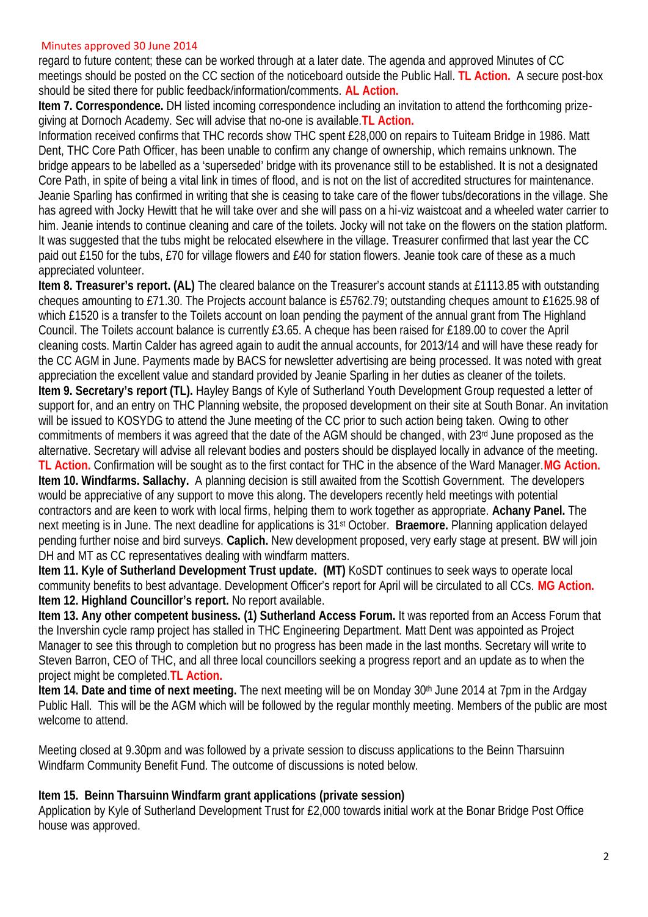Minutes approved 30 June 2014

regard to future content; these can be worked through at a later date. The agenda and approved Minutes of CC meetings should be posted on the CC section of the noticeboard outside the Public Hall. **TL Action.** A secure post-box should be sited there for public feedback/information/comments. **AL Action.**

**Item 7. Correspondence.** DH listed incoming correspondence including an invitation to attend the forthcoming prize-giving at Dornoch Academy. Sec will advise that no-one is available.**TL Action.**

Information received confirms that THC records show THC spent £28,000 on repairs to Tuiteam Bridge in 1986. Matt Dent, THC Core Path Officer, has been unable to confirm any change of ownership, which remains unknown. The bridge appears to be labelled as a 'superseded' bridge with its provenance still to be established. It is not a designated Core Path, in spite of being a vital link in times of flood, and is not on the list of accredited structures for maintenance.

Jeanie Sparling has confirmed in writing that she is ceasing to take care of the flower tubs/decorations in the village. She has agreed with Jocky Hewitt that he will take over and she will pass on a hi-viz waistcoat and a wheeled water carrier to him. Jeanie intends to continue cleaning and care of the toilets. Jocky will not take on the flowers on the station platform. It was suggested that the tubs might be relocated elsewhere in the village. Treasurer confirmed that last year the CC paid out £150 for the tubs, £70 for village flowers and £40 for station flowers. Jeanie took care of these as a much appreciated volunteer.

**Item 8. Treasurer's report. (AL)** The cleared balance on the Treasurer's account stands at £1113.85 with outstanding cheques amounting to £71.30. The Projects account balance is £5762.79; outstanding cheques amount to £1625.98 of which £1520 is a transfer to the Toilets account on loan pending the payment of the annual grant from The Highland Council. The Toilets account balance is currently £3.65. A cheque has been raised for £189.00 to cover the April cleaning costs. Martin Calder has agreed again to audit the annual accounts, for 2013/14 and will have these ready for the CC AGM in June. Payments made by BACS for newsletter advertising are being processed. It was noted with great appreciation the excellent value and standard provided by Jeanie Sparling in her duties as cleaner of the toilets.

**Item 9. Secretary's report (TL).** Hayley Bangs of Kyle of Sutherland Youth Development Group requested a letter of support for, and an entry on THC Planning website, the proposed development on their site at South Bonar. An invitation will be issued to KOSYDG to attend the June meeting of the CC prior to such action being taken. Owing to other commitments of members it was agreed that the date of the AGM should be changed, with 23rd June proposed as the alternative. Secretary will advise all relevant bodies and posters should be displayed locally in advance of the meeting. **TL Action.** Confirmation will be sought as to the first contact for THC in the absence of the Ward Manager.**MG Action.**

**Item 10. Windfarms. Sallachy.** A planning decision is still awaited from the Scottish Government. The developers would be appreciative of any support to move this along. The developers recently held meetings with potential contractors and are keen to work with local firms, helping them to work together as appropriate. **Achany Panel.** The next meeting is in June. The next deadline for applications is 31st October. **Braemore.** Planning application delayed pending further noise and bird surveys. **Caplich.** New development proposed, very early stage at present. BW will join DH and MT as CC representatives dealing with windfarm matters.

**Item 11. Kyle of Sutherland Development Trust update. (MT)** KoSDT continues to seek ways to operate local community benefits to best advantage. Development Officer's report for April will be circulated to all CCs. **MG Action.**

**Item 12. Highland Councillor's report.** No report available.

**Item 13. Any other competent business. (1) Sutherland Access Forum.** It was reported from an Access Forum that the Invershin cycle ramp project has stalled in THC Engineering Department. Matt Dent was appointed as Project Manager to see this through to completion but no progress has been made in the last months. Secretary will write to Steven Barron, CEO of THC, and all three local councillors seeking a progress report and an update as to when the project might be completed.**TL Action.**

**Item 14. Date and time of next meeting.** The next meeting will be on Monday 30th June 2014 at 7pm in the Ardgay Public Hall. This will be the AGM which will be followed by the regular monthly meeting. Members of the public are most welcome to attend.

Meeting closed at 9.30pm and was followed by a private session to discuss applications to the Beinn Tharsuinn Windfarm Community Benefit Fund. The outcome of discussions is noted below.

**Item 15. Beinn Tharsuinn Windfarm grant applications (private session)**

Application by Kyle of Sutherland Development Trust for £2,000 towards initial work at the Bonar Bridge Post Office house was approved.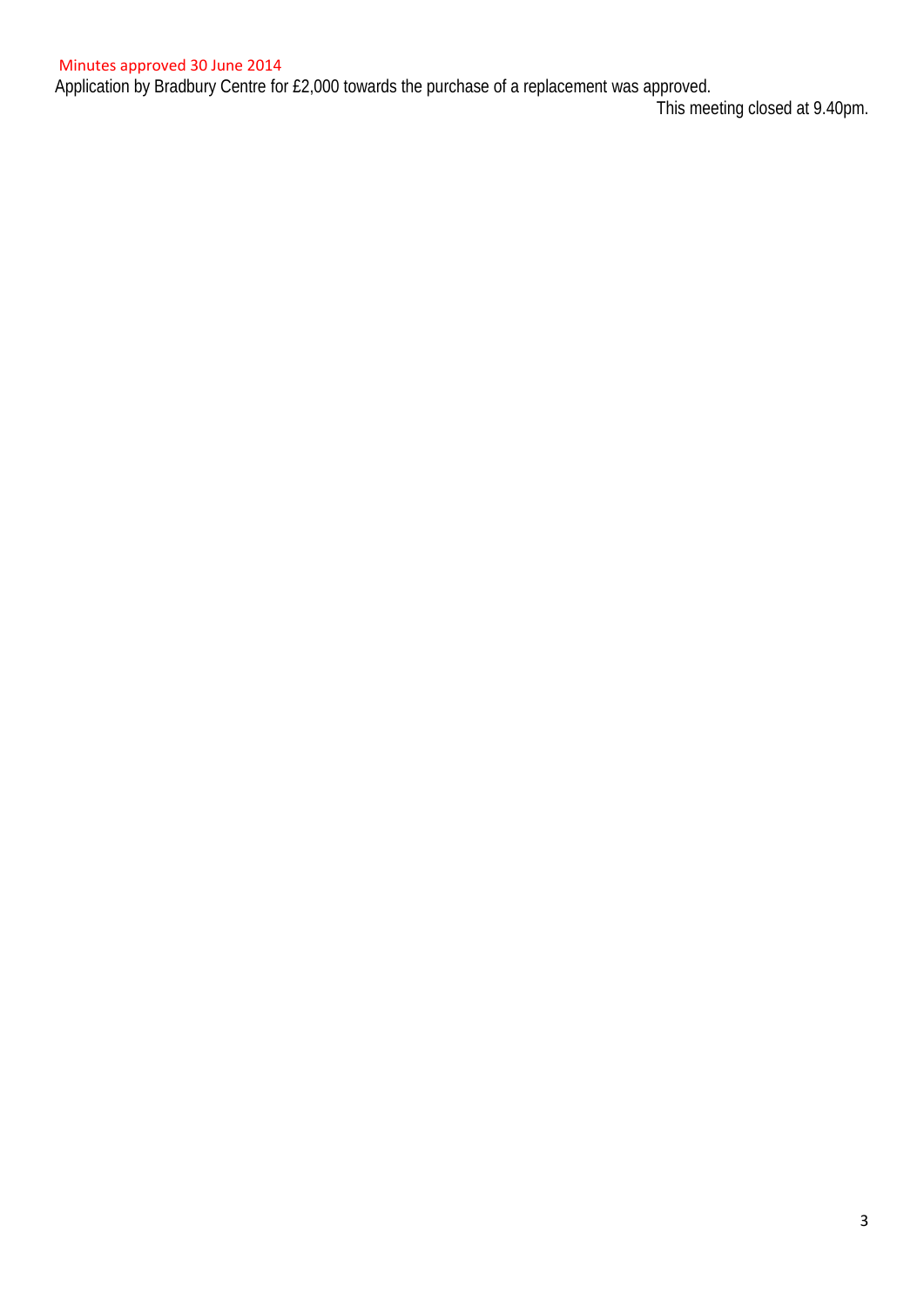Minutes approved 30 June 2014

Application by Bradbury Centre for £2,000 towards the purchase of a replacement was approved.

This meeting closed at 9.40pm.